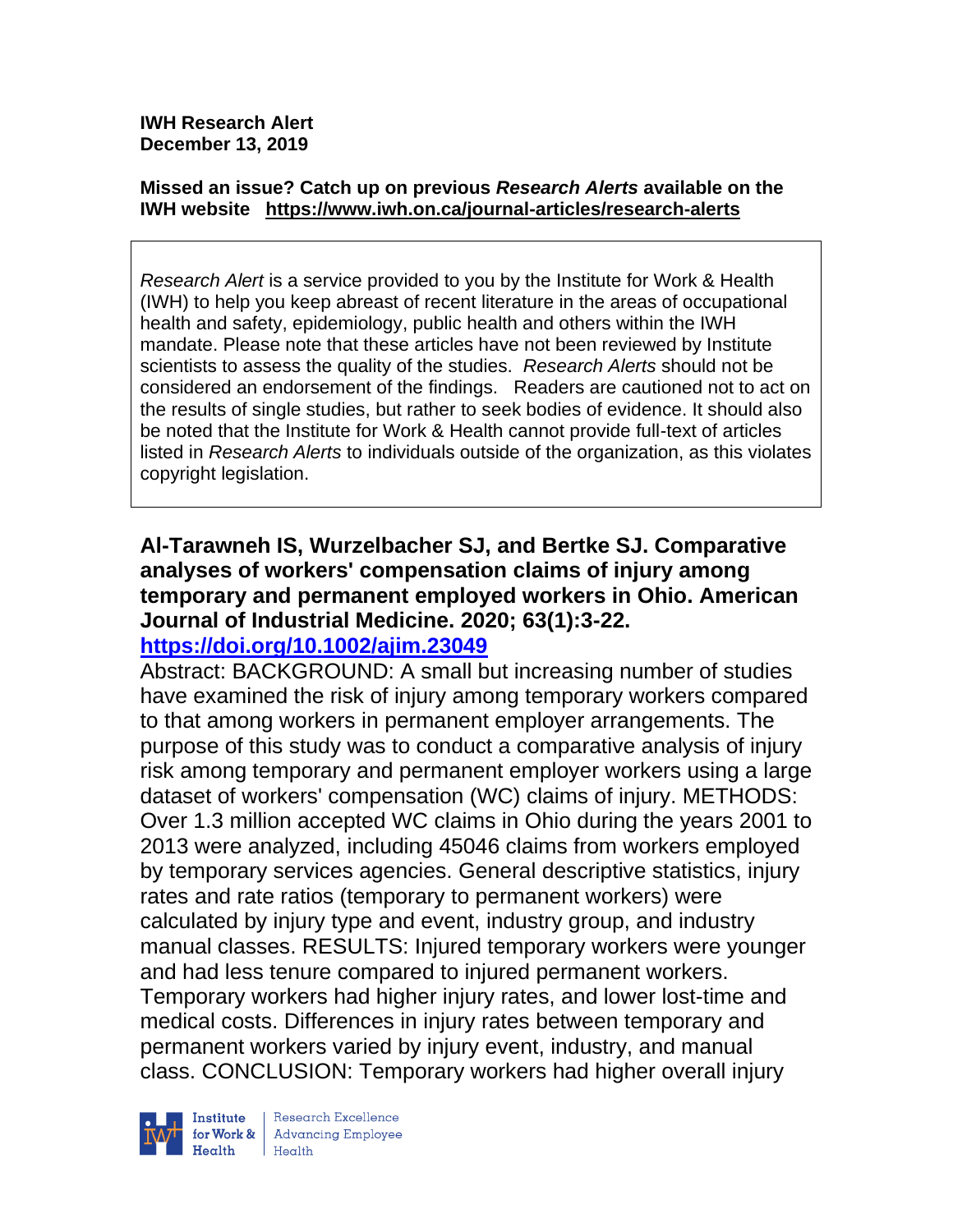**IWH Research Alert**
**December 13, 2019**

**Missed an issue? Catch up on previous *Research Alerts* available on the IWH website https://www.iwh.on.ca/journal-articles/research-alerts**

*Research Alert* is a service provided to you by the Institute for Work & Health (IWH) to help you keep abreast of recent literature in the areas of occupational health and safety, epidemiology, public health and others within the IWH mandate. Please note that these articles have not been reviewed by Institute scientists to assess the quality of the studies. *Research Alerts* should not be considered an endorsement of the findings. Readers are cautioned not to act on the results of single studies, but rather to seek bodies of evidence. It should also be noted that the Institute for Work & Health cannot provide full-text of articles listed in *Research Alerts* to individuals outside of the organization, as this violates copyright legislation.

**Al-Tarawneh IS, Wurzelbacher SJ, and Bertke SJ. Comparative analyses of workers' compensation claims of injury among temporary and permanent employed workers in Ohio. American Journal of Industrial Medicine. 2020; 63(1):3-22.**
**https://doi.org/10.1002/ajim.23049**

Abstract: BACKGROUND: A small but increasing number of studies have examined the risk of injury among temporary workers compared to that among workers in permanent employer arrangements. The purpose of this study was to conduct a comparative analysis of injury risk among temporary and permanent employer workers using a large dataset of workers' compensation (WC) claims of injury. METHODS: Over 1.3 million accepted WC claims in Ohio during the years 2001 to 2013 were analyzed, including 45046 claims from workers employed by temporary services agencies. General descriptive statistics, injury rates and rate ratios (temporary to permanent workers) were calculated by injury type and event, industry group, and industry manual classes. RESULTS: Injured temporary workers were younger and had less tenure compared to injured permanent workers. Temporary workers had higher injury rates, and lower lost-time and medical costs. Differences in injury rates between temporary and permanent workers varied by injury event, industry, and manual class. CONCLUSION: Temporary workers had higher overall injury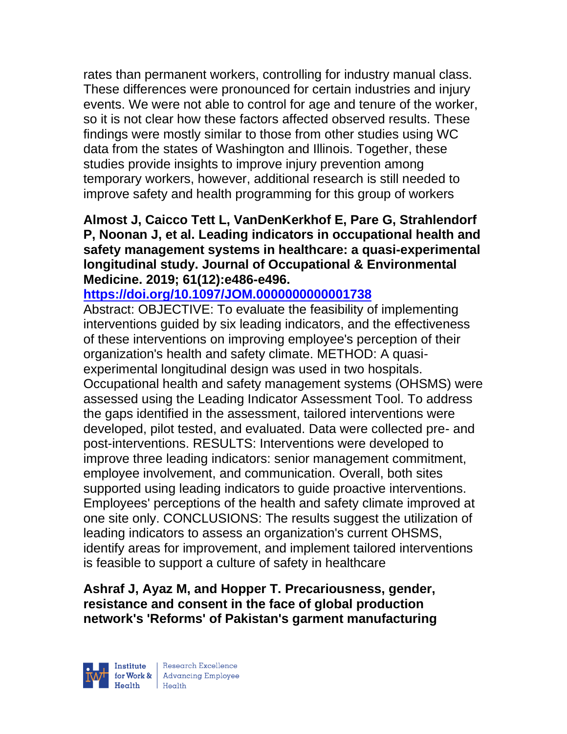rates than permanent workers, controlling for industry manual class. These differences were pronounced for certain industries and injury events. We were not able to control for age and tenure of the worker, so it is not clear how these factors affected observed results. These findings were mostly similar to those from other studies using WC data from the states of Washington and Illinois. Together, these studies provide insights to improve injury prevention among temporary workers, however, additional research is still needed to improve safety and health programming for this group of workers

**Almost J, Caicco Tett L, VanDenKerkhof E, Pare G, Strahlendorf P, Noonan J, et al. Leading indicators in occupational health and safety management systems in healthcare: a quasi-experimental longitudinal study. Journal of Occupational & Environmental Medicine. 2019; 61(12):e486-e496.**

**https://doi.org/10.1097/JOM.0000000000001738**

Abstract: OBJECTIVE: To evaluate the feasibility of implementing interventions guided by six leading indicators, and the effectiveness of these interventions on improving employee's perception of their organization's health and safety climate. METHOD: A quasi-experimental longitudinal design was used in two hospitals. Occupational health and safety management systems (OHSMS) were assessed using the Leading Indicator Assessment Tool. To address the gaps identified in the assessment, tailored interventions were developed, pilot tested, and evaluated. Data were collected pre- and post-interventions. RESULTS: Interventions were developed to improve three leading indicators: senior management commitment, employee involvement, and communication. Overall, both sites supported using leading indicators to guide proactive interventions. Employees' perceptions of the health and safety climate improved at one site only. CONCLUSIONS: The results suggest the utilization of leading indicators to assess an organization's current OHSMS, identify areas for improvement, and implement tailored interventions is feasible to support a culture of safety in healthcare

**Ashraf J, Ayaz M, and Hopper T. Precariousness, gender, resistance and consent in the face of global production network's 'Reforms' of Pakistan's garment manufacturing**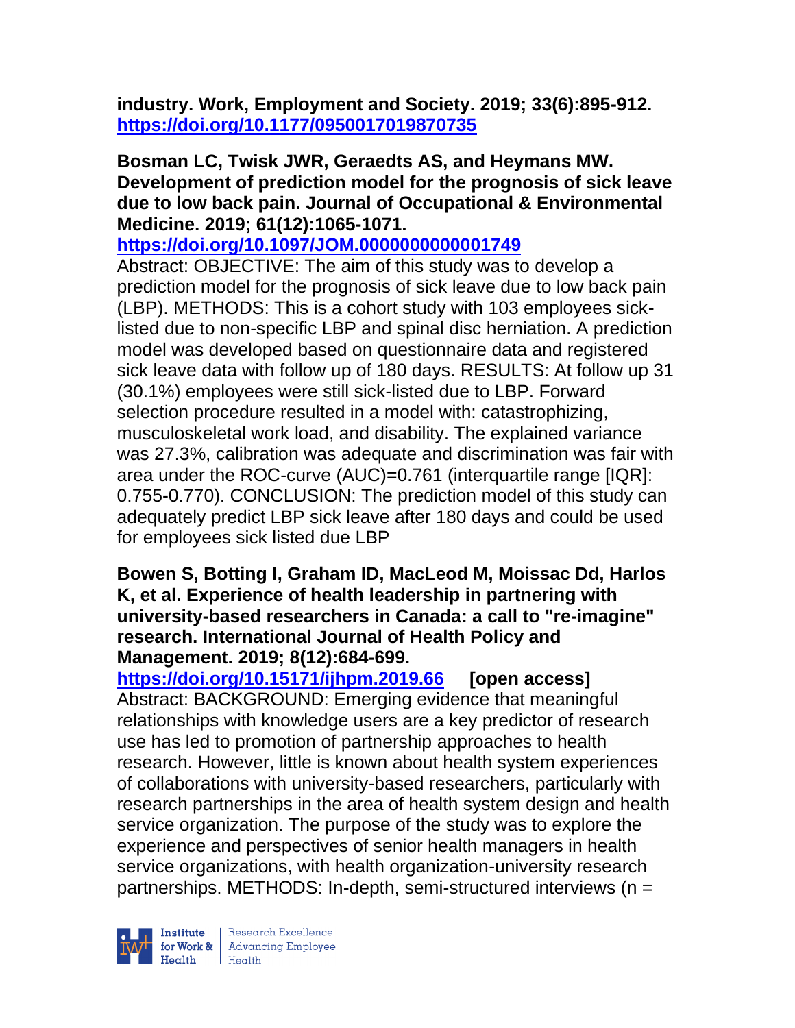**industry. Work, Employment and Society. 2019; 33(6):895-912. https://doi.org/10.1177/0950017019870735**

**Bosman LC, Twisk JWR, Geraedts AS, and Heymans MW. Development of prediction model for the prognosis of sick leave due to low back pain. Journal of Occupational & Environmental Medicine. 2019; 61(12):1065-1071. https://doi.org/10.1097/JOM.0000000000001749**

Abstract: OBJECTIVE: The aim of this study was to develop a prediction model for the prognosis of sick leave due to low back pain (LBP). METHODS: This is a cohort study with 103 employees sick-listed due to non-specific LBP and spinal disc herniation. A prediction model was developed based on questionnaire data and registered sick leave data with follow up of 180 days. RESULTS: At follow up 31 (30.1%) employees were still sick-listed due to LBP. Forward selection procedure resulted in a model with: catastrophizing, musculoskeletal work load, and disability. The explained variance was 27.3%, calibration was adequate and discrimination was fair with area under the ROC-curve (AUC)=0.761 (interquartile range [IQR]: 0.755-0.770). CONCLUSION: The prediction model of this study can adequately predict LBP sick leave after 180 days and could be used for employees sick listed due LBP

**Bowen S, Botting I, Graham ID, MacLeod M, Moissac Dd, Harlos K, et al. Experience of health leadership in partnering with university-based researchers in Canada: a call to "re-imagine" research. International Journal of Health Policy and Management. 2019; 8(12):684-699. https://doi.org/10.15171/ijhpm.2019.66 [open access]**

Abstract: BACKGROUND: Emerging evidence that meaningful relationships with knowledge users are a key predictor of research use has led to promotion of partnership approaches to health research. However, little is known about health system experiences of collaborations with university-based researchers, particularly with research partnerships in the area of health system design and health service organization. The purpose of the study was to explore the experience and perspectives of senior health managers in health service organizations, with health organization-university research partnerships. METHODS: In-depth, semi-structured interviews (n =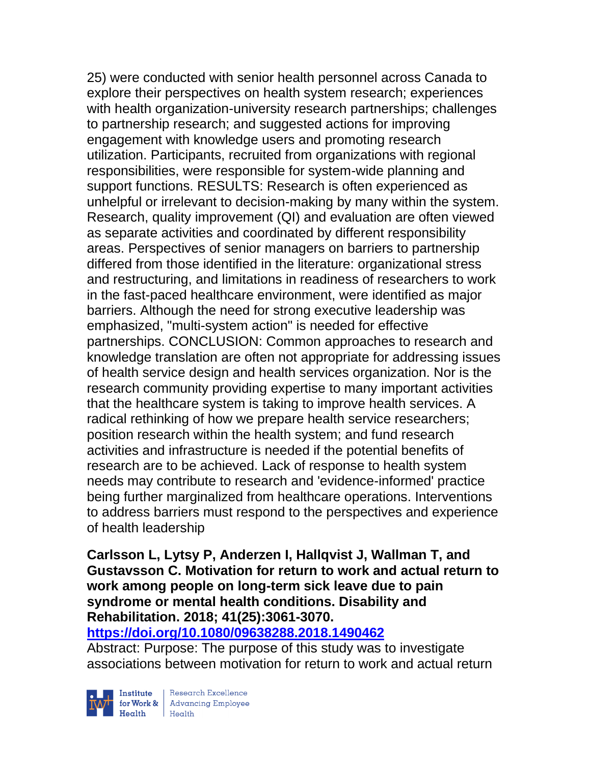25) were conducted with senior health personnel across Canada to explore their perspectives on health system research; experiences with health organization-university research partnerships; challenges to partnership research; and suggested actions for improving engagement with knowledge users and promoting research utilization. Participants, recruited from organizations with regional responsibilities, were responsible for system-wide planning and support functions. RESULTS: Research is often experienced as unhelpful or irrelevant to decision-making by many within the system. Research, quality improvement (QI) and evaluation are often viewed as separate activities and coordinated by different responsibility areas. Perspectives of senior managers on barriers to partnership differed from those identified in the literature: organizational stress and restructuring, and limitations in readiness of researchers to work in the fast-paced healthcare environment, were identified as major barriers. Although the need for strong executive leadership was emphasized, "multi-system action" is needed for effective partnerships. CONCLUSION: Common approaches to research and knowledge translation are often not appropriate for addressing issues of health service design and health services organization. Nor is the research community providing expertise to many important activities that the healthcare system is taking to improve health services. A radical rethinking of how we prepare health service researchers; position research within the health system; and fund research activities and infrastructure is needed if the potential benefits of research are to be achieved. Lack of response to health system needs may contribute to research and 'evidence-informed' practice being further marginalized from healthcare operations. Interventions to address barriers must respond to the perspectives and experience of health leadership

**Carlsson L, Lytsy P, Anderzen I, Hallqvist J, Wallman T, and Gustavsson C. Motivation for return to work and actual return to work among people on long-term sick leave due to pain syndrome or mental health conditions. Disability and Rehabilitation. 2018; 41(25):3061-3070.**
**https://doi.org/10.1080/09638288.2018.1490462**

Abstract: Purpose: The purpose of this study was to investigate associations between motivation for return to work and actual return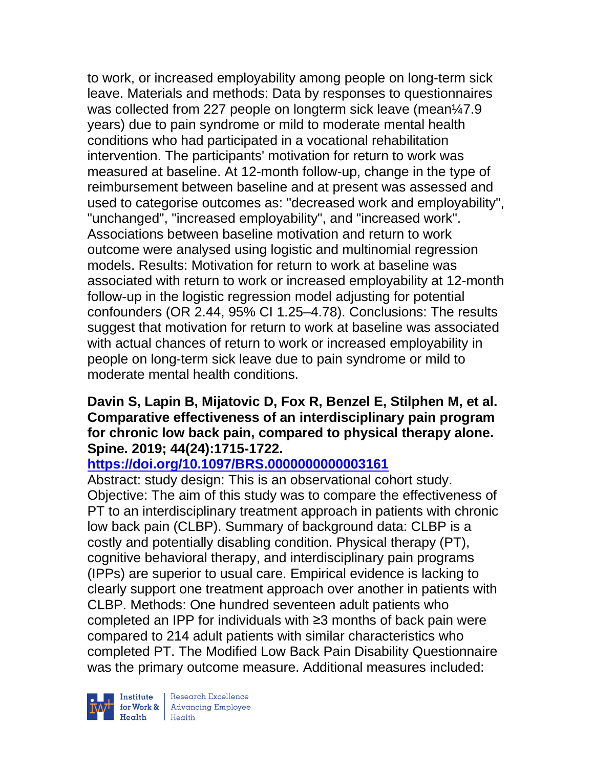to work, or increased employability among people on long-term sick leave. Materials and methods: Data by responses to questionnaires was collected from 227 people on longterm sick leave (mean¼7.9 years) due to pain syndrome or mild to moderate mental health conditions who had participated in a vocational rehabilitation intervention. The participants' motivation for return to work was measured at baseline. At 12-month follow-up, change in the type of reimbursement between baseline and at present was assessed and used to categorise outcomes as: "decreased work and employability", "unchanged", "increased employability", and "increased work". Associations between baseline motivation and return to work outcome were analysed using logistic and multinomial regression models. Results: Motivation for return to work at baseline was associated with return to work or increased employability at 12-month follow-up in the logistic regression model adjusting for potential confounders (OR 2.44, 95% CI 1.25–4.78). Conclusions: The results suggest that motivation for return to work at baseline was associated with actual chances of return to work or increased employability in people on long-term sick leave due to pain syndrome or mild to moderate mental health conditions.

**Davin S, Lapin B, Mijatovic D, Fox R, Benzel E, Stilphen M, et al. Comparative effectiveness of an interdisciplinary pain program for chronic low back pain, compared to physical therapy alone. Spine. 2019; 44(24):1715-1722.**

**https://doi.org/10.1097/BRS.0000000000003161**

Abstract: study design: This is an observational cohort study. Objective: The aim of this study was to compare the effectiveness of PT to an interdisciplinary treatment approach in patients with chronic low back pain (CLBP). Summary of background data: CLBP is a costly and potentially disabling condition. Physical therapy (PT), cognitive behavioral therapy, and interdisciplinary pain programs (IPPs) are superior to usual care. Empirical evidence is lacking to clearly support one treatment approach over another in patients with CLBP. Methods: One hundred seventeen adult patients who completed an IPP for individuals with ≥3 months of back pain were compared to 214 adult patients with similar characteristics who completed PT. The Modified Low Back Pain Disability Questionnaire was the primary outcome measure. Additional measures included: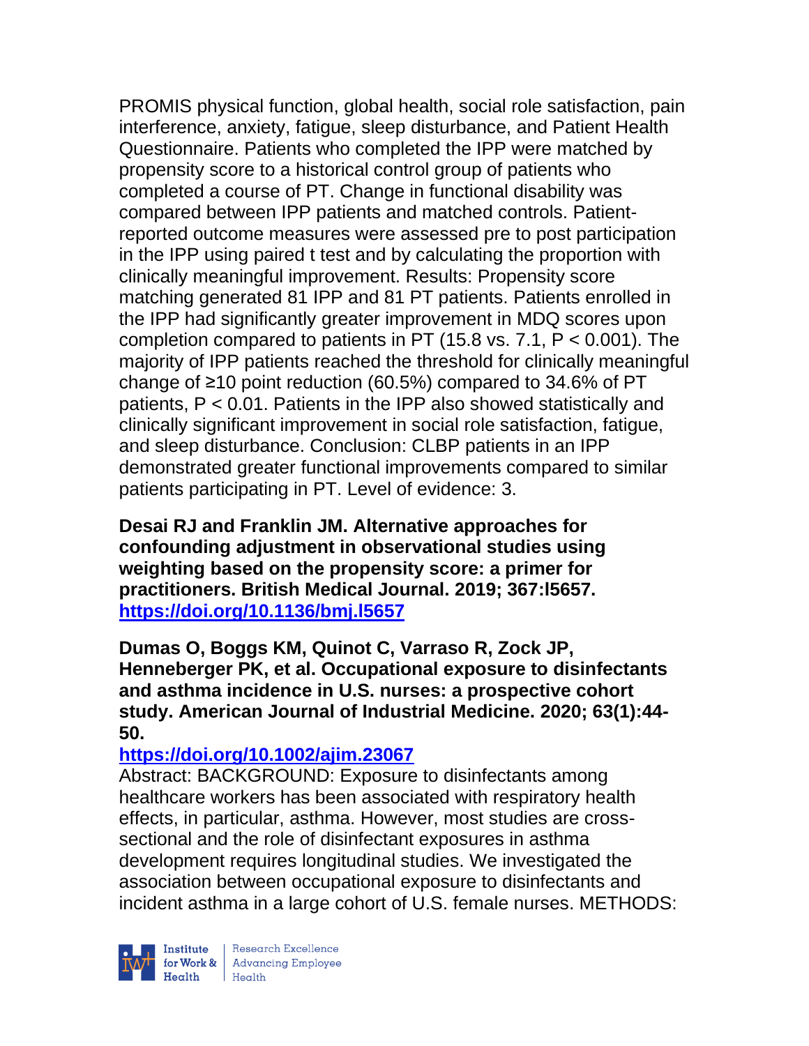PROMIS physical function, global health, social role satisfaction, pain interference, anxiety, fatigue, sleep disturbance, and Patient Health Questionnaire. Patients who completed the IPP were matched by propensity score to a historical control group of patients who completed a course of PT. Change in functional disability was compared between IPP patients and matched controls. Patient-reported outcome measures were assessed pre to post participation in the IPP using paired t test and by calculating the proportion with clinically meaningful improvement. Results: Propensity score matching generated 81 IPP and 81 PT patients. Patients enrolled in the IPP had significantly greater improvement in MDQ scores upon completion compared to patients in PT (15.8 vs. 7.1, $P < 0.001$). The majority of IPP patients reached the threshold for clinically meaningful change of ≥10 point reduction (60.5%) compared to 34.6% of PT patients, $P < 0.01$. Patients in the IPP also showed statistically and clinically significant improvement in social role satisfaction, fatigue, and sleep disturbance. Conclusion: CLBP patients in an IPP demonstrated greater functional improvements compared to similar patients participating in PT. Level of evidence: 3.

**Desai RJ and Franklin JM. Alternative approaches for confounding adjustment in observational studies using weighting based on the propensity score: a primer for practitioners. British Medical Journal. 2019; 367:l5657. https://doi.org/10.1136/bmj.l5657**

**Dumas O, Boggs KM, Quinot C, Varraso R, Zock JP, Henneberger PK, et al. Occupational exposure to disinfectants and asthma incidence in U.S. nurses: a prospective cohort study. American Journal of Industrial Medicine. 2020; 63(1):44-50.**
**https://doi.org/10.1002/ajim.23067**
Abstract: BACKGROUND: Exposure to disinfectants among healthcare workers has been associated with respiratory health effects, in particular, asthma. However, most studies are cross-sectional and the role of disinfectant exposures in asthma development requires longitudinal studies. We investigated the association between occupational exposure to disinfectants and incident asthma in a large cohort of U.S. female nurses. METHODS: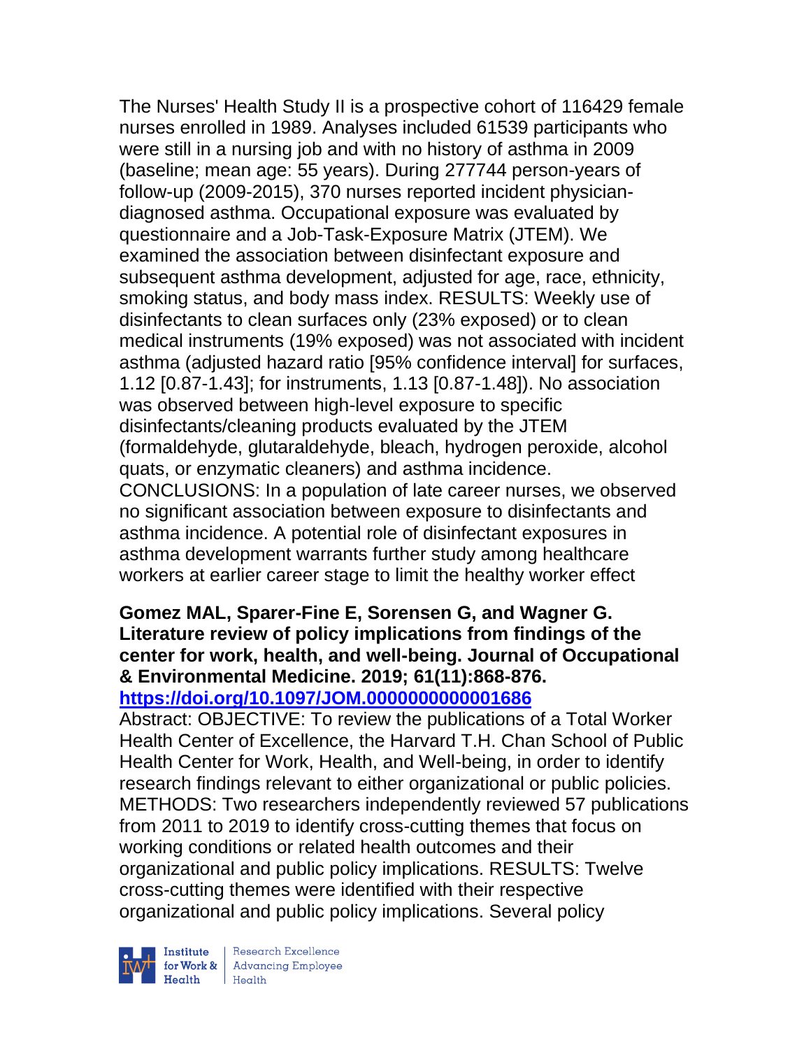The Nurses' Health Study II is a prospective cohort of 116429 female nurses enrolled in 1989. Analyses included 61539 participants who were still in a nursing job and with no history of asthma in 2009 (baseline; mean age: 55 years). During 277744 person-years of follow-up (2009-2015), 370 nurses reported incident physician-diagnosed asthma. Occupational exposure was evaluated by questionnaire and a Job-Task-Exposure Matrix (JTEM). We examined the association between disinfectant exposure and subsequent asthma development, adjusted for age, race, ethnicity, smoking status, and body mass index. RESULTS: Weekly use of disinfectants to clean surfaces only (23% exposed) or to clean medical instruments (19% exposed) was not associated with incident asthma (adjusted hazard ratio [95% confidence interval] for surfaces, 1.12 [0.87-1.43]; for instruments, 1.13 [0.87-1.48]). No association was observed between high-level exposure to specific disinfectants/cleaning products evaluated by the JTEM (formaldehyde, glutaraldehyde, bleach, hydrogen peroxide, alcohol quats, or enzymatic cleaners) and asthma incidence. CONCLUSIONS: In a population of late career nurses, we observed no significant association between exposure to disinfectants and asthma incidence. A potential role of disinfectant exposures in asthma development warrants further study among healthcare workers at earlier career stage to limit the healthy worker effect

**Gomez MAL, Sparer-Fine E, Sorensen G, and Wagner G. Literature review of policy implications from findings of the center for work, health, and well-being. Journal of Occupational & Environmental Medicine. 2019; 61(11):868-876.**
**https://doi.org/10.1097/JOM.0000000000001686**

Abstract: OBJECTIVE: To review the publications of a Total Worker Health Center of Excellence, the Harvard T.H. Chan School of Public Health Center for Work, Health, and Well-being, in order to identify research findings relevant to either organizational or public policies. METHODS: Two researchers independently reviewed 57 publications from 2011 to 2019 to identify cross-cutting themes that focus on working conditions or related health outcomes and their organizational and public policy implications. RESULTS: Twelve cross-cutting themes were identified with their respective organizational and public policy implications. Several policy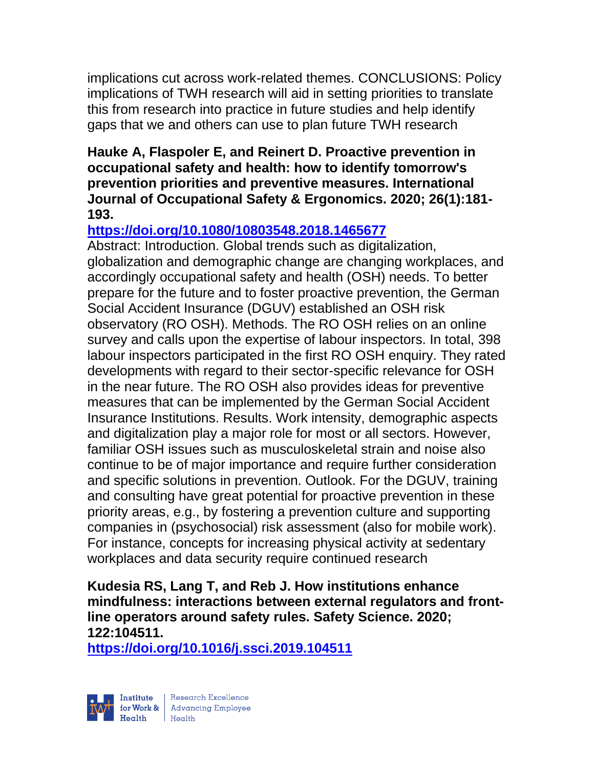implications cut across work-related themes. CONCLUSIONS: Policy implications of TWH research will aid in setting priorities to translate this from research into practice in future studies and help identify gaps that we and others can use to plan future TWH research

**Hauke A, Flaspoler E, and Reinert D. Proactive prevention in occupational safety and health: how to identify tomorrow's prevention priorities and preventive measures. International Journal of Occupational Safety & Ergonomics. 2020; 26(1):181-193.**

**https://doi.org/10.1080/10803548.2018.1465677**

Abstract: Introduction. Global trends such as digitalization, globalization and demographic change are changing workplaces, and accordingly occupational safety and health (OSH) needs. To better prepare for the future and to foster proactive prevention, the German Social Accident Insurance (DGUV) established an OSH risk observatory (RO OSH). Methods. The RO OSH relies on an online survey and calls upon the expertise of labour inspectors. In total, 398 labour inspectors participated in the first RO OSH enquiry. They rated developments with regard to their sector-specific relevance for OSH in the near future. The RO OSH also provides ideas for preventive measures that can be implemented by the German Social Accident Insurance Institutions. Results. Work intensity, demographic aspects and digitalization play a major role for most or all sectors. However, familiar OSH issues such as musculoskeletal strain and noise also continue to be of major importance and require further consideration and specific solutions in prevention. Outlook. For the DGUV, training and consulting have great potential for proactive prevention in these priority areas, e.g., by fostering a prevention culture and supporting companies in (psychosocial) risk assessment (also for mobile work). For instance, concepts for increasing physical activity at sedentary workplaces and data security require continued research

**Kudesia RS, Lang T, and Reb J. How institutions enhance mindfulness: interactions between external regulators and front-line operators around safety rules. Safety Science. 2020; 122:104511.**

**https://doi.org/10.1016/j.ssci.2019.104511**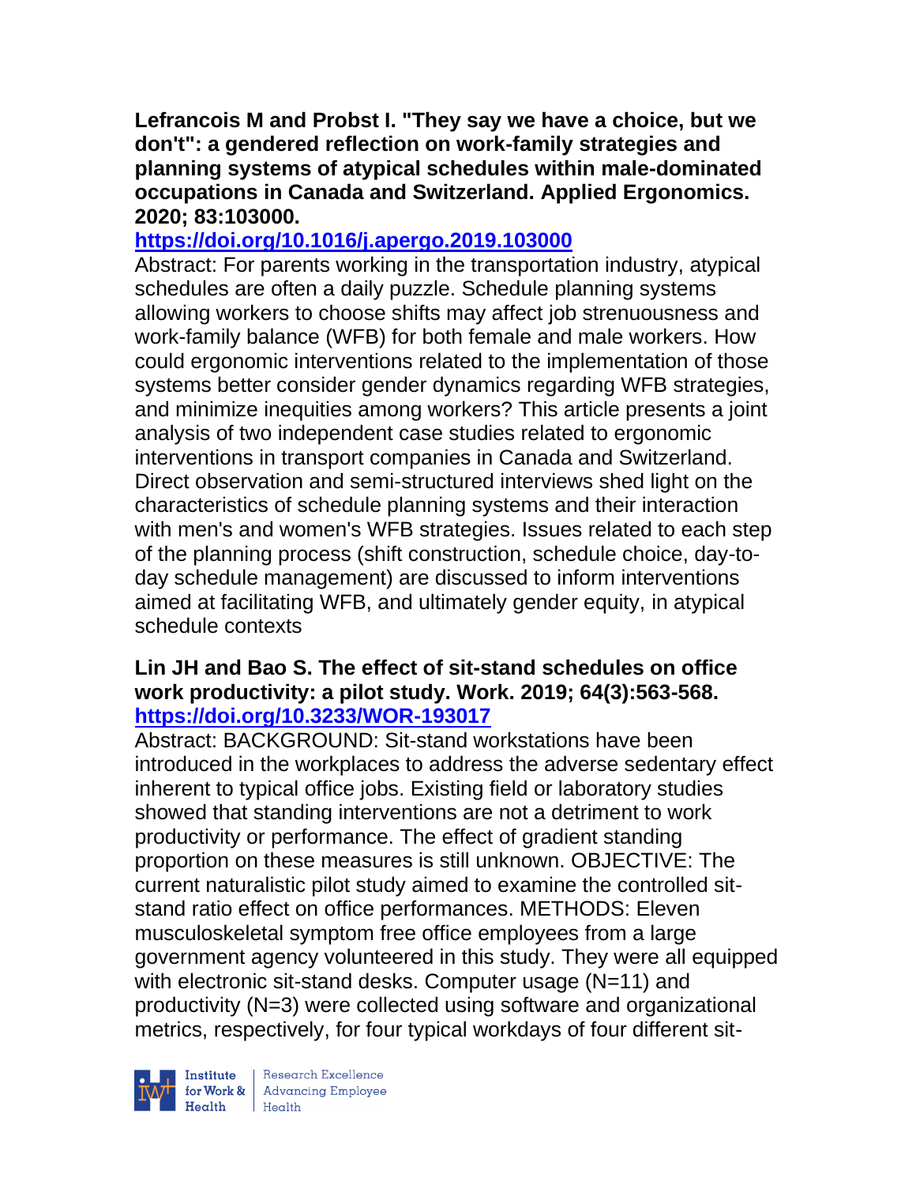**Lefrancois M and Probst I. "They say we have a choice, but we don't": a gendered reflection on work-family strategies and planning systems of atypical schedules within male-dominated occupations in Canada and Switzerland. Applied Ergonomics. 2020; 83:103000.**

**https://doi.org/10.1016/j.apergo.2019.103000**

Abstract: For parents working in the transportation industry, atypical schedules are often a daily puzzle. Schedule planning systems allowing workers to choose shifts may affect job strenuousness and work-family balance (WFB) for both female and male workers. How could ergonomic interventions related to the implementation of those systems better consider gender dynamics regarding WFB strategies, and minimize inequities among workers? This article presents a joint analysis of two independent case studies related to ergonomic interventions in transport companies in Canada and Switzerland. Direct observation and semi-structured interviews shed light on the characteristics of schedule planning systems and their interaction with men's and women's WFB strategies. Issues related to each step of the planning process (shift construction, schedule choice, day-to-day schedule management) are discussed to inform interventions aimed at facilitating WFB, and ultimately gender equity, in atypical schedule contexts

**Lin JH and Bao S. The effect of sit-stand schedules on office work productivity: a pilot study. Work. 2019; 64(3):563-568. https://doi.org/10.3233/WOR-193017**

Abstract: BACKGROUND: Sit-stand workstations have been introduced in the workplaces to address the adverse sedentary effect inherent to typical office jobs. Existing field or laboratory studies showed that standing interventions are not a detriment to work productivity or performance. The effect of gradient standing proportion on these measures is still unknown. OBJECTIVE: The current naturalistic pilot study aimed to examine the controlled sit-stand ratio effect on office performances. METHODS: Eleven musculoskeletal symptom free office employees from a large government agency volunteered in this study. They were all equipped with electronic sit-stand desks. Computer usage (N=11) and productivity (N=3) were collected using software and organizational metrics, respectively, for four typical workdays of four different sit-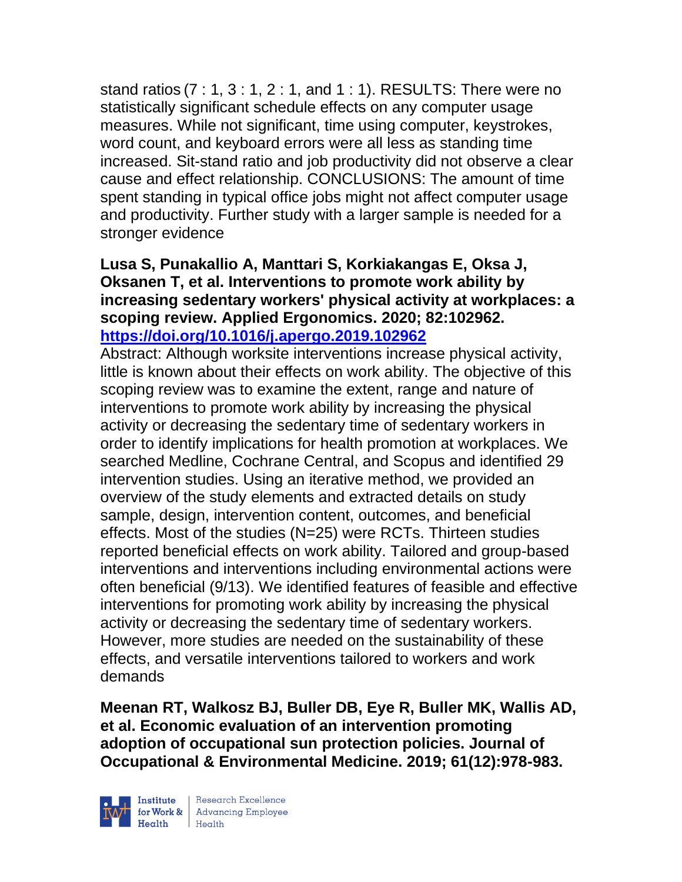stand ratios (7 : 1, 3 : 1, 2 : 1, and 1 : 1). RESULTS: There were no statistically significant schedule effects on any computer usage measures. While not significant, time using computer, keystrokes, word count, and keyboard errors were all less as standing time increased. Sit-stand ratio and job productivity did not observe a clear cause and effect relationship. CONCLUSIONS: The amount of time spent standing in typical office jobs might not affect computer usage and productivity. Further study with a larger sample is needed for a stronger evidence

**Lusa S, Punakallio A, Manttari S, Korkiakangas E, Oksa J, Oksanen T, et al. Interventions to promote work ability by increasing sedentary workers' physical activity at workplaces: a scoping review. Applied Ergonomics. 2020; 82:102962. https://doi.org/10.1016/j.apergo.2019.102962**

Abstract: Although worksite interventions increase physical activity, little is known about their effects on work ability. The objective of this scoping review was to examine the extent, range and nature of interventions to promote work ability by increasing the physical activity or decreasing the sedentary time of sedentary workers in order to identify implications for health promotion at workplaces. We searched Medline, Cochrane Central, and Scopus and identified 29 intervention studies. Using an iterative method, we provided an overview of the study elements and extracted details on study sample, design, intervention content, outcomes, and beneficial effects. Most of the studies (N=25) were RCTs. Thirteen studies reported beneficial effects on work ability. Tailored and group-based interventions and interventions including environmental actions were often beneficial (9/13). We identified features of feasible and effective interventions for promoting work ability by increasing the physical activity or decreasing the sedentary time of sedentary workers. However, more studies are needed on the sustainability of these effects, and versatile interventions tailored to workers and work demands

**Meenan RT, Walkosz BJ, Buller DB, Eye R, Buller MK, Wallis AD, et al. Economic evaluation of an intervention promoting adoption of occupational sun protection policies. Journal of Occupational & Environmental Medicine. 2019; 61(12):978-983.**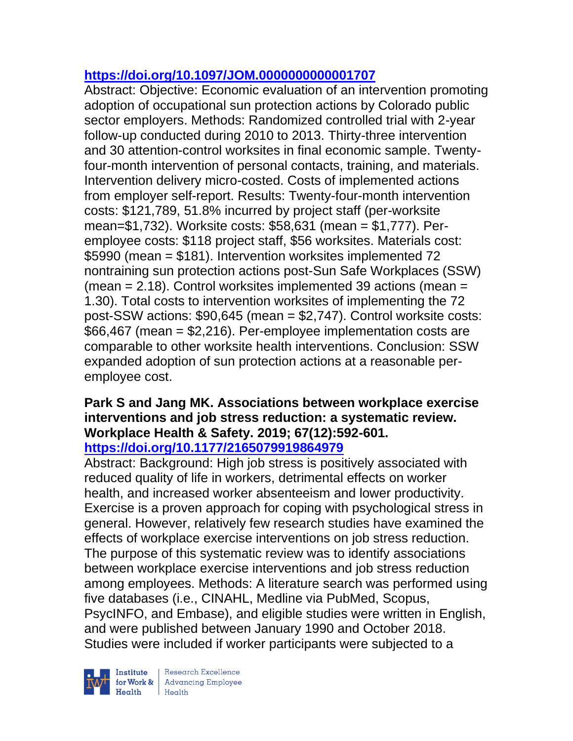https://doi.org/10.1097/JOM.0000000000001707

Abstract: Objective: Economic evaluation of an intervention promoting adoption of occupational sun protection actions by Colorado public sector employers. Methods: Randomized controlled trial with 2-year follow-up conducted during 2010 to 2013. Thirty-three intervention and 30 attention-control worksites in final economic sample. Twenty-four-month intervention of personal contacts, training, and materials. Intervention delivery micro-costed. Costs of implemented actions from employer self-report. Results: Twenty-four-month intervention costs: $121,789, 51.8% incurred by project staff (per-worksite mean=$1,732). Worksite costs: $58,631 (mean = $1,777). Per-employee costs: $118 project staff, $56 worksites. Materials cost: $5990 (mean = $181). Intervention worksites implemented 72 nontraining sun protection actions post-Sun Safe Workplaces (SSW) (mean = 2.18). Control worksites implemented 39 actions (mean = 1.30). Total costs to intervention worksites of implementing the 72 post-SSW actions: $90,645 (mean = $2,747). Control worksite costs: $66,467 (mean = $2,216). Per-employee implementation costs are comparable to other worksite health interventions. Conclusion: SSW expanded adoption of sun protection actions at a reasonable per-employee cost.

**Park S and Jang MK. Associations between workplace exercise interventions and job stress reduction: a systematic review. Workplace Health & Safety. 2019; 67(12):592-601.**
https://doi.org/10.1177/2165079919864979

Abstract: Background: High job stress is positively associated with reduced quality of life in workers, detrimental effects on worker health, and increased worker absenteeism and lower productivity. Exercise is a proven approach for coping with psychological stress in general. However, relatively few research studies have examined the effects of workplace exercise interventions on job stress reduction. The purpose of this systematic review was to identify associations between workplace exercise interventions and job stress reduction among employees. Methods: A literature search was performed using five databases (i.e., CINAHL, Medline via PubMed, Scopus, PsycINFO, and Embase), and eligible studies were written in English, and were published between January 1990 and October 2018. Studies were included if worker participants were subjected to a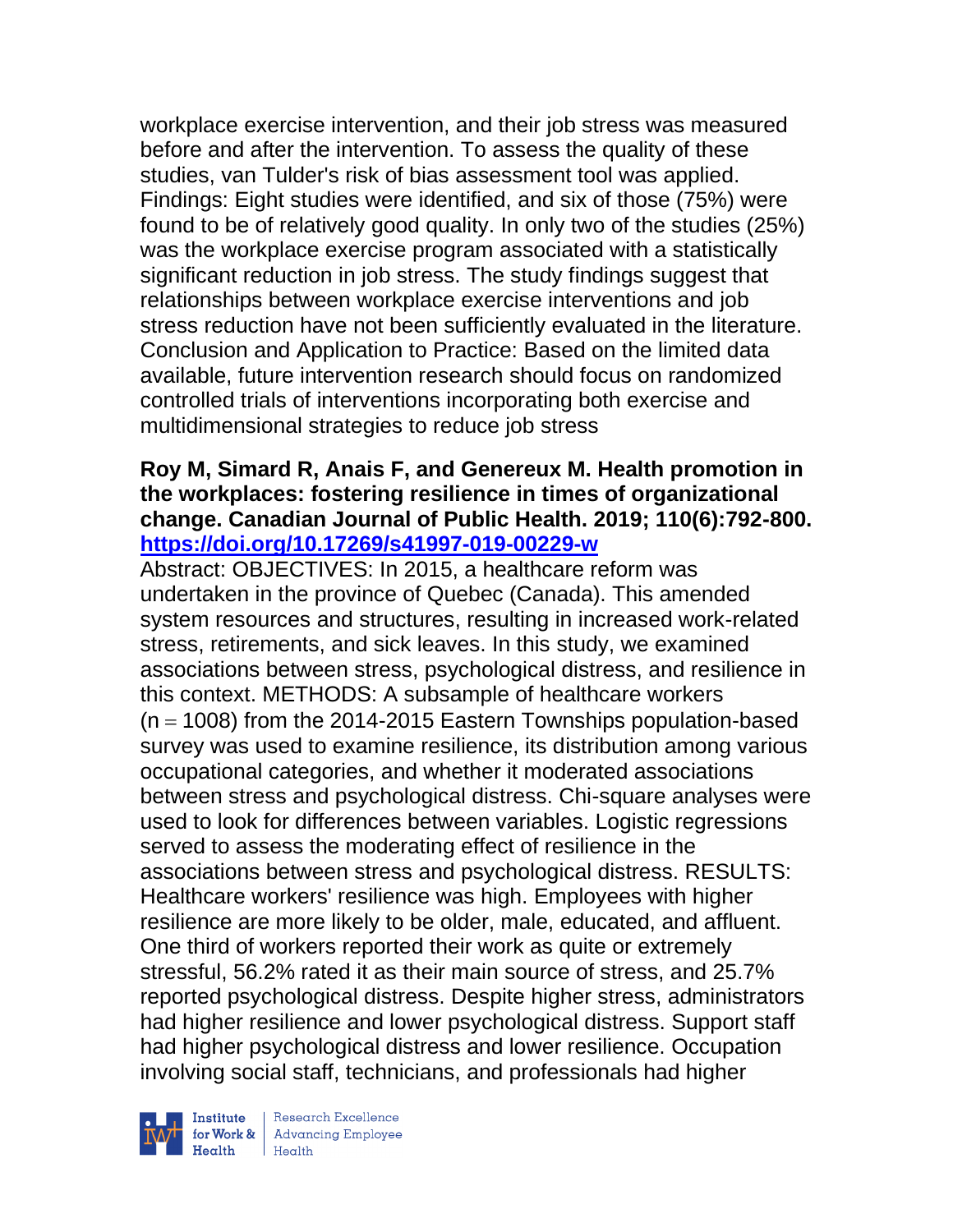workplace exercise intervention, and their job stress was measured before and after the intervention. To assess the quality of these studies, van Tulder's risk of bias assessment tool was applied. Findings: Eight studies were identified, and six of those (75%) were found to be of relatively good quality. In only two of the studies (25%) was the workplace exercise program associated with a statistically significant reduction in job stress. The study findings suggest that relationships between workplace exercise interventions and job stress reduction have not been sufficiently evaluated in the literature. Conclusion and Application to Practice: Based on the limited data available, future intervention research should focus on randomized controlled trials of interventions incorporating both exercise and multidimensional strategies to reduce job stress

**Roy M, Simard R, Anais F, and Genereux M. Health promotion in the workplaces: fostering resilience in times of organizational change. Canadian Journal of Public Health. 2019; 110(6):792-800. https://doi.org/10.17269/s41997-019-00229-w**

Abstract: OBJECTIVES: In 2015, a healthcare reform was undertaken in the province of Quebec (Canada). This amended system resources and structures, resulting in increased work-related stress, retirements, and sick leaves. In this study, we examined associations between stress, psychological distress, and resilience in this context. METHODS: A subsample of healthcare workers (n = 1008) from the 2014-2015 Eastern Townships population-based survey was used to examine resilience, its distribution among various occupational categories, and whether it moderated associations between stress and psychological distress. Chi-square analyses were used to look for differences between variables. Logistic regressions served to assess the moderating effect of resilience in the associations between stress and psychological distress. RESULTS: Healthcare workers' resilience was high. Employees with higher resilience are more likely to be older, male, educated, and affluent. One third of workers reported their work as quite or extremely stressful, 56.2% rated it as their main source of stress, and 25.7% reported psychological distress. Despite higher stress, administrators had higher resilience and lower psychological distress. Support staff had higher psychological distress and lower resilience. Occupation involving social staff, technicians, and professionals had higher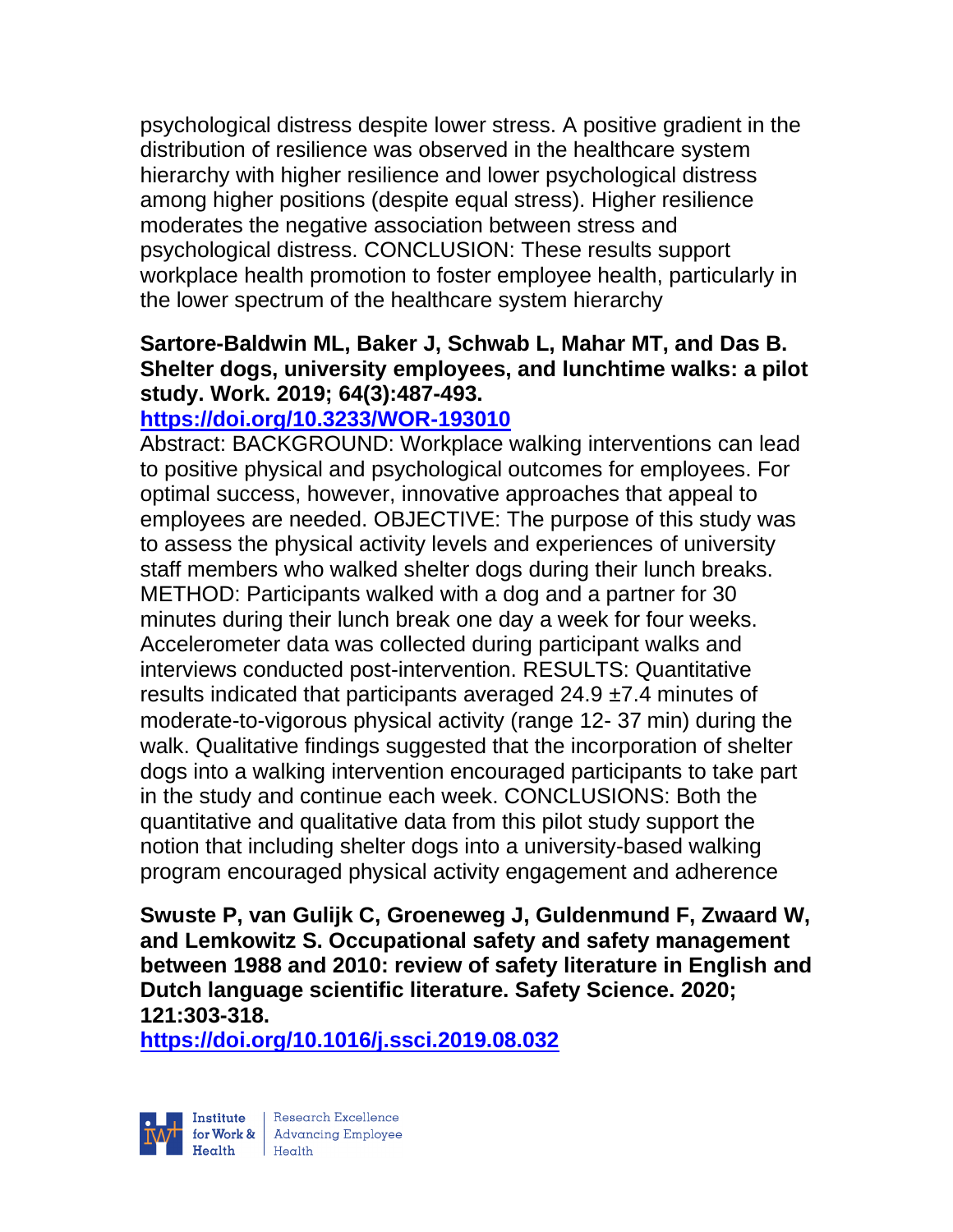psychological distress despite lower stress. A positive gradient in the distribution of resilience was observed in the healthcare system hierarchy with higher resilience and lower psychological distress among higher positions (despite equal stress). Higher resilience moderates the negative association between stress and psychological distress. CONCLUSION: These results support workplace health promotion to foster employee health, particularly in the lower spectrum of the healthcare system hierarchy

**Sartore-Baldwin ML, Baker J, Schwab L, Mahar MT, and Das B. Shelter dogs, university employees, and lunchtime walks: a pilot study. Work. 2019; 64(3):487-493.**
**https://doi.org/10.3233/WOR-193010**

Abstract: BACKGROUND: Workplace walking interventions can lead to positive physical and psychological outcomes for employees. For optimal success, however, innovative approaches that appeal to employees are needed. OBJECTIVE: The purpose of this study was to assess the physical activity levels and experiences of university staff members who walked shelter dogs during their lunch breaks. METHOD: Participants walked with a dog and a partner for 30 minutes during their lunch break one day a week for four weeks. Accelerometer data was collected during participant walks and interviews conducted post-intervention. RESULTS: Quantitative results indicated that participants averaged 24.9 ±7.4 minutes of moderate-to-vigorous physical activity (range 12- 37 min) during the walk. Qualitative findings suggested that the incorporation of shelter dogs into a walking intervention encouraged participants to take part in the study and continue each week. CONCLUSIONS: Both the quantitative and qualitative data from this pilot study support the notion that including shelter dogs into a university-based walking program encouraged physical activity engagement and adherence

**Swuste P, van Gulijk C, Groeneweg J, Guldenmund F, Zwaard W, and Lemkowitz S. Occupational safety and safety management between 1988 and 2010: review of safety literature in English and Dutch language scientific literature. Safety Science. 2020; 121:303-318.**
**https://doi.org/10.1016/j.ssci.2019.08.032**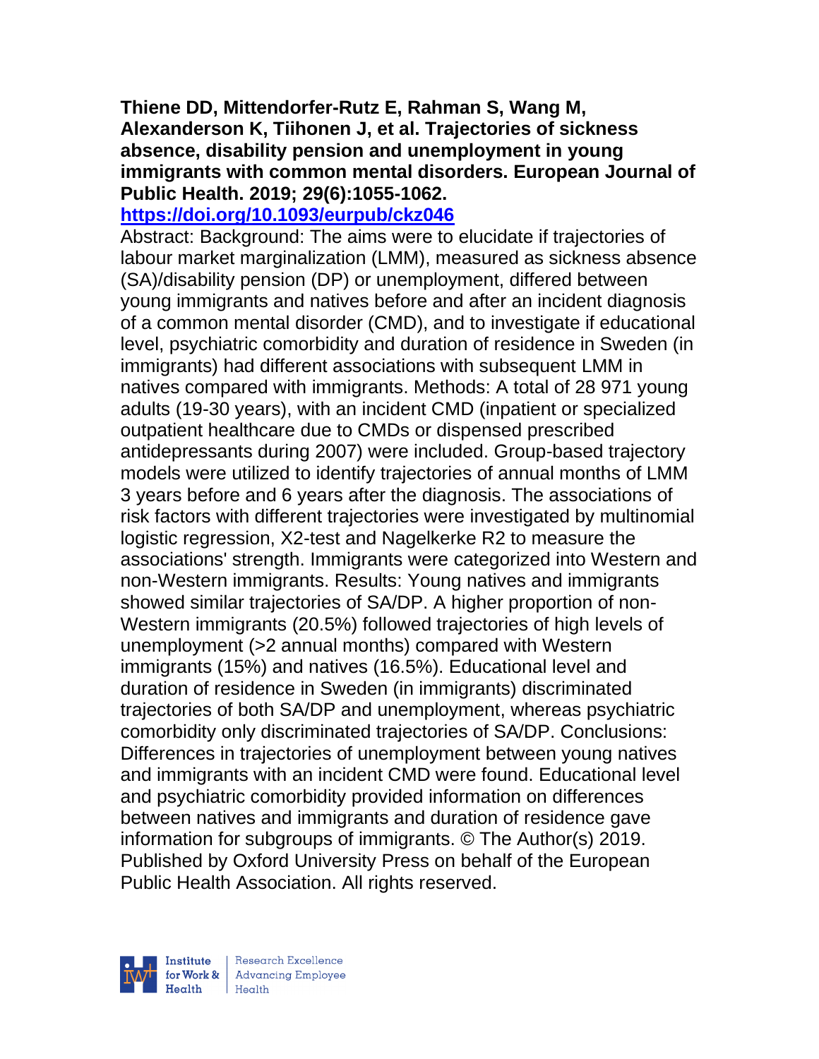**Thiene DD, Mittendorfer-Rutz E, Rahman S, Wang M, Alexanderson K, Tiihonen J, et al. Trajectories of sickness absence, disability pension and unemployment in young immigrants with common mental disorders. European Journal of Public Health. 2019; 29(6):1055-1062.**

**https://doi.org/10.1093/eurpub/ckz046**

Abstract: Background: The aims were to elucidate if trajectories of labour market marginalization (LMM), measured as sickness absence (SA)/disability pension (DP) or unemployment, differed between young immigrants and natives before and after an incident diagnosis of a common mental disorder (CMD), and to investigate if educational level, psychiatric comorbidity and duration of residence in Sweden (in immigrants) had different associations with subsequent LMM in natives compared with immigrants. Methods: A total of 28 971 young adults (19-30 years), with an incident CMD (inpatient or specialized outpatient healthcare due to CMDs or dispensed prescribed antidepressants during 2007) were included. Group-based trajectory models were utilized to identify trajectories of annual months of LMM 3 years before and 6 years after the diagnosis. The associations of risk factors with different trajectories were investigated by multinomial logistic regression, X2-test and Nagelkerke R2 to measure the associations' strength. Immigrants were categorized into Western and non-Western immigrants. Results: Young natives and immigrants showed similar trajectories of SA/DP. A higher proportion of non-Western immigrants (20.5%) followed trajectories of high levels of unemployment (>2 annual months) compared with Western immigrants (15%) and natives (16.5%). Educational level and duration of residence in Sweden (in immigrants) discriminated trajectories of both SA/DP and unemployment, whereas psychiatric comorbidity only discriminated trajectories of SA/DP. Conclusions: Differences in trajectories of unemployment between young natives and immigrants with an incident CMD were found. Educational level and psychiatric comorbidity provided information on differences between natives and immigrants and duration of residence gave information for subgroups of immigrants. © The Author(s) 2019. Published by Oxford University Press on behalf of the European Public Health Association. All rights reserved.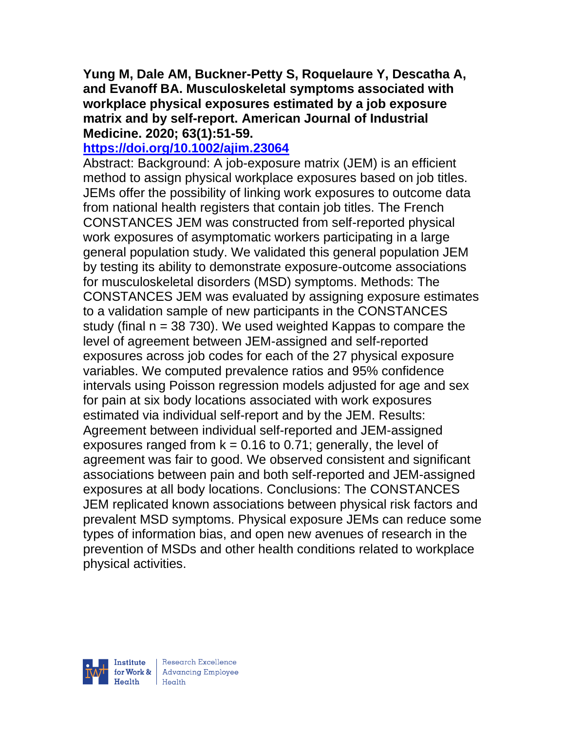**Yung M, Dale AM, Buckner-Petty S, Roquelaure Y, Descatha A, and Evanoff BA. Musculoskeletal symptoms associated with workplace physical exposures estimated by a job exposure matrix and by self-report. American Journal of Industrial Medicine. 2020; 63(1):51-59.**

**https://doi.org/10.1002/ajim.23064**

Abstract: Background: A job-exposure matrix (JEM) is an efficient method to assign physical workplace exposures based on job titles. JEMs offer the possibility of linking work exposures to outcome data from national health registers that contain job titles. The French CONSTANCES JEM was constructed from self-reported physical work exposures of asymptomatic workers participating in a large general population study. We validated this general population JEM by testing its ability to demonstrate exposure-outcome associations for musculoskeletal disorders (MSD) symptoms. Methods: The CONSTANCES JEM was evaluated by assigning exposure estimates to a validation sample of new participants in the CONSTANCES study (final n = 38 730). We used weighted Kappas to compare the level of agreement between JEM-assigned and self-reported exposures across job codes for each of the 27 physical exposure variables. We computed prevalence ratios and 95% confidence intervals using Poisson regression models adjusted for age and sex for pain at six body locations associated with work exposures estimated via individual self-report and by the JEM. Results: Agreement between individual self-reported and JEM-assigned exposures ranged from k = 0.16 to 0.71; generally, the level of agreement was fair to good. We observed consistent and significant associations between pain and both self-reported and JEM-assigned exposures at all body locations. Conclusions: The CONSTANCES JEM replicated known associations between physical risk factors and prevalent MSD symptoms. Physical exposure JEMs can reduce some types of information bias, and open new avenues of research in the prevention of MSDs and other health conditions related to workplace physical activities.